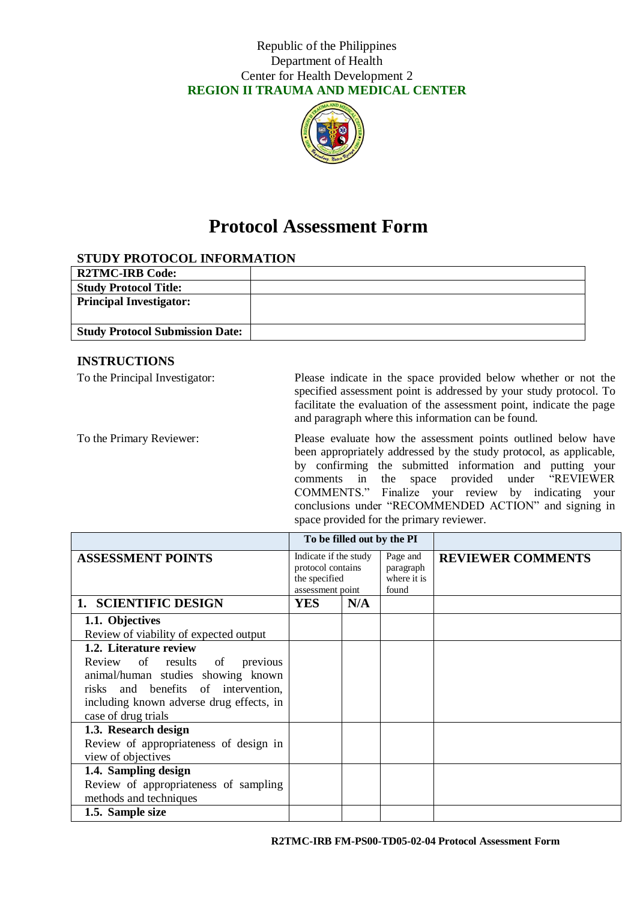Republic of the Philippines
Department of Health
Center for Health Development 2
**REGION II TRAUMA AND MEDICAL CENTER**

# Protocol Assessment Form

## STUDY PROTOCOL INFORMATION

| | |
|---|---|
| **R2TMC-IRB Code:** | |
| **Study Protocol Title:** | |
| **Principal Investigator:** | |
| **Study Protocol Submission Date:** | |

## INSTRUCTIONS

To the Principal Investigator: Please indicate in the space provided below whether or not the specified assessment point is addressed by your study protocol. To facilitate the evaluation of the assessment point, indicate the page and paragraph where this information can be found.

To the Primary Reviewer: Please evaluate how the assessment points outlined below have been appropriately addressed by the study protocol, as applicable, by confirming the submitted information and putting your comments in the space provided under "REVIEWER COMMENTS." Finalize your review by indicating your conclusions under "RECOMMENDED ACTION" and signing in space provided for the primary reviewer.

| | **To be filled out by the PI** | | | |
|---|---|---|---|---|
| **ASSESSMENT POINTS** | Indicate if the study protocol contains the specified assessment point | | Page and paragraph where it is found | **REVIEWER COMMENTS** |
| **1. SCIENTIFIC DESIGN** | **YES** | **N/A** | | |
| **1.1. Objectives**<br>Review of viability of expected output | | | | |
| **1.2. Literature review**<br>Review of results of previous animal/human studies showing known risks and benefits of intervention, including known adverse drug effects, in case of drug trials | | | | |
| **1.3. Research design**<br>Review of appropriateness of design in view of objectives | | | | |
| **1.4. Sampling design**<br>Review of appropriateness of sampling methods and techniques | | | | |
| **1.5. Sample size** | | | | |

**R2TMC-IRB FM-PS00-TD05-02-04 Protocol Assessment Form**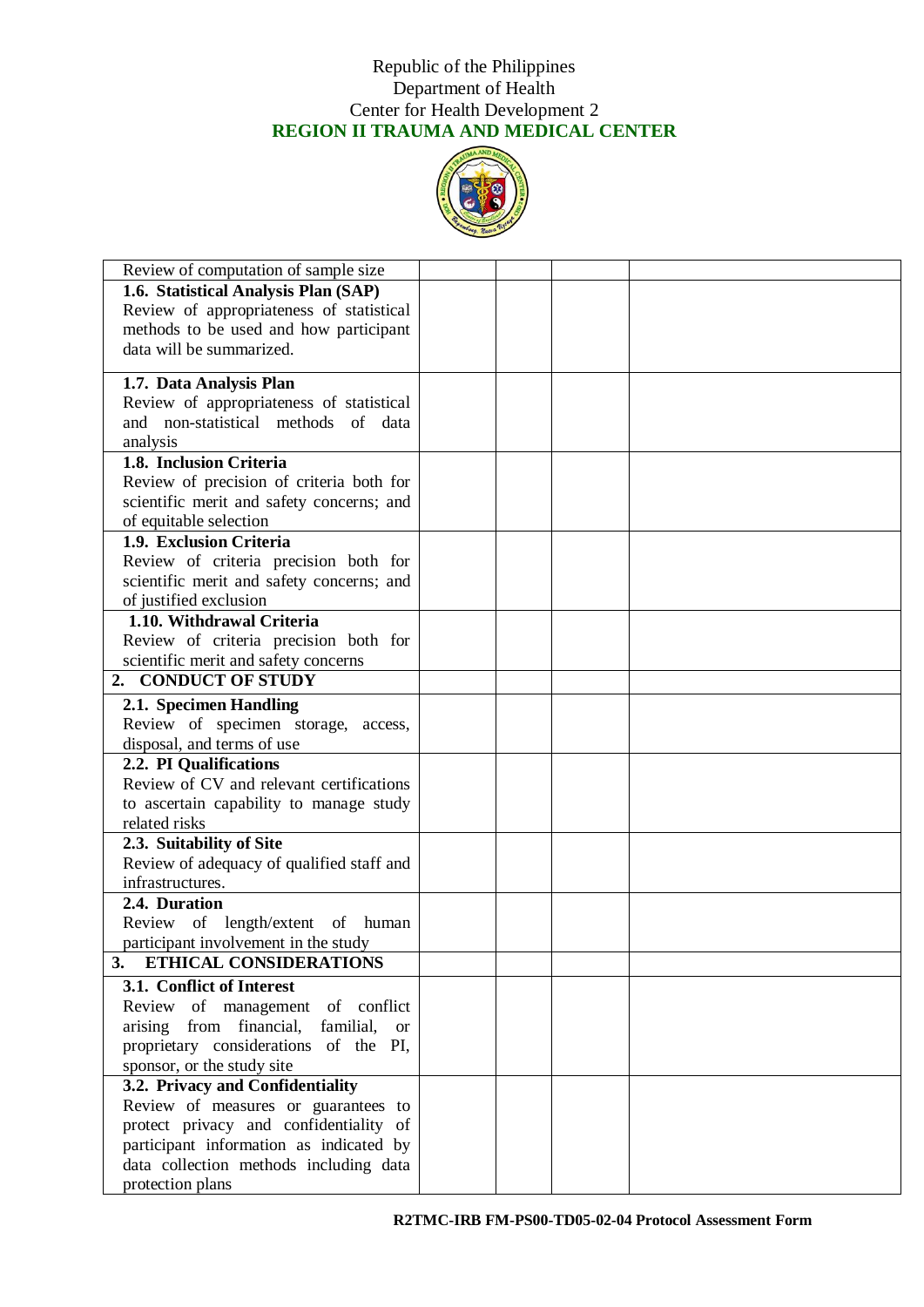| | | | | |
|---|---|---|---|---|
| Review of computation of sample size | | | | |
| **1.6. Statistical Analysis Plan (SAP)** Review of appropriateness of statistical methods to be used and how participant data will be summarized. | | | | |
| **1.7. Data Analysis Plan** Review of appropriateness of statistical and non-statistical methods of data analysis | | | | |
| **1.8. Inclusion Criteria** Review of precision of criteria both for scientific merit and safety concerns; and of equitable selection | | | | |
| **1.9. Exclusion Criteria** Review of criteria precision both for scientific merit and safety concerns; and of justified exclusion | | | | |
| **1.10. Withdrawal Criteria** Review of criteria precision both for scientific merit and safety concerns | | | | |
| **2. CONDUCT OF STUDY** | | | | |
| **2.1. Specimen Handling** Review of specimen storage, access, disposal, and terms of use | | | | |
| **2.2. PI Qualifications** Review of CV and relevant certifications to ascertain capability to manage study related risks | | | | |
| **2.3. Suitability of Site** Review of adequacy of qualified staff and infrastructures. | | | | |
| **2.4. Duration** Review of length/extent of human participant involvement in the study | | | | |
| **3. ETHICAL CONSIDERATIONS** | | | | |
| **3.1. Conflict of Interest** Review of management of conflict arising from financial, familial, or proprietary considerations of the PI, sponsor, or the study site | | | | |
| **3.2. Privacy and Confidentiality** Review of measures or guarantees to protect privacy and confidentiality of participant information as indicated by data collection methods including data protection plans | | | | |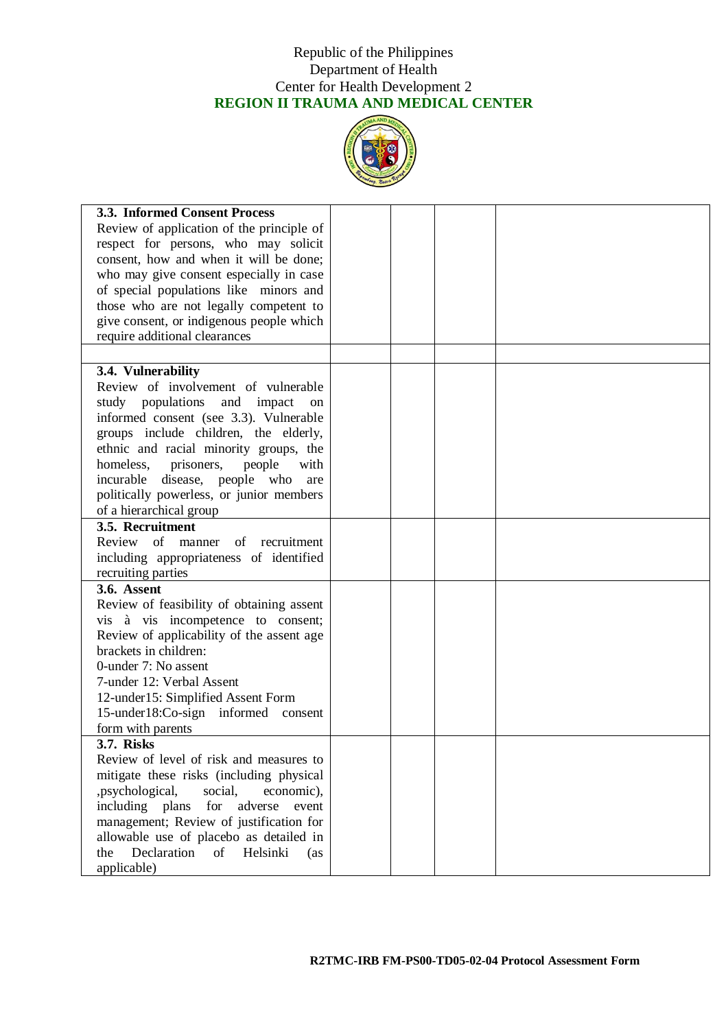Republic of the Philippines
Department of Health
Center for Health Development 2
**REGION II TRAUMA AND MEDICAL CENTER**

| | | | | |
|---|---|---|---|---|
| **3.3. Informed Consent Process**<br>Review of application of the principle of respect for persons, who may solicit consent, how and when it will be done; who may give consent especially in case of special populations like minors and those who are not legally competent to give consent, or indigenous people which require additional clearances | | | | |
| | | | | |
| **3.4. Vulnerability**<br>Review of involvement of vulnerable study populations and impact on informed consent (see 3.3). Vulnerable groups include children, the elderly, ethnic and racial minority groups, the homeless, prisoners, people with incurable disease, people who are politically powerless, or junior members of a hierarchical group | | | | |
| **3.5. Recruitment**<br>Review of manner of recruitment including appropriateness of identified recruiting parties | | | | |
| **3.6. Assent**<br>Review of feasibility of obtaining assent vis à vis incompetence to consent; Review of applicability of the assent age brackets in children:<br>0-under 7: No assent<br>7-under 12: Verbal Assent<br>12-under15: Simplified Assent Form<br>15-under18:Co-sign informed consent form with parents | | | | |
| **3.7. Risks**<br>Review of level of risk and measures to mitigate these risks (including physical ,psychological, social, economic), including plans for adverse event management; Review of justification for allowable use of placebo as detailed in the Declaration of Helsinki (as applicable) | | | | |

**R2TMC-IRB FM-PS00-TD05-02-04 Protocol Assessment Form**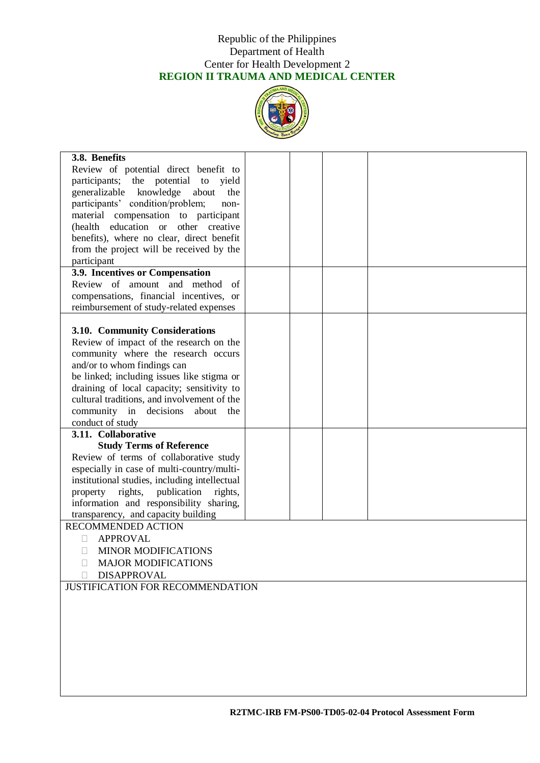Republic of the Philippines
Department of Health
Center for Health Development 2
**REGION II TRAUMA AND MEDICAL CENTER**

| | | | |
|---|---|---|---|
| **3.8. Benefits**<br>Review of potential direct benefit to participants; the potential to yield generalizable knowledge about the participants' condition/problem; non-material compensation to participant (health education or other creative benefits), where no clear, direct benefit from the project will be received by the participant | | | |
| **3.9. Incentives or Compensation**<br>Review of amount and method of compensations, financial incentives, or reimbursement of study-related expenses | | | |
| **3.10. Community Considerations**<br>Review of impact of the research on the community where the research occurs and/or to whom findings can be linked; including issues like stigma or draining of local capacity; sensitivity to cultural traditions, and involvement of the community in decisions about the conduct of study | | | |
| **3.11. Collaborative Study Terms of Reference**<br>Review of terms of collaborative study especially in case of multi-country/multi-institutional studies, including intellectual property rights, publication rights, information and responsibility sharing, transparency, and capacity building | | | |

RECOMMENDED ACTION

- ☐ APPROVAL
- ☐ MINOR MODIFICATIONS
- ☐ MAJOR MODIFICATIONS
- ☐ DISAPPROVAL

JUSTIFICATION FOR RECOMMENDATION

**R2TMC-IRB FM-PS00-TD05-02-04 Protocol Assessment Form**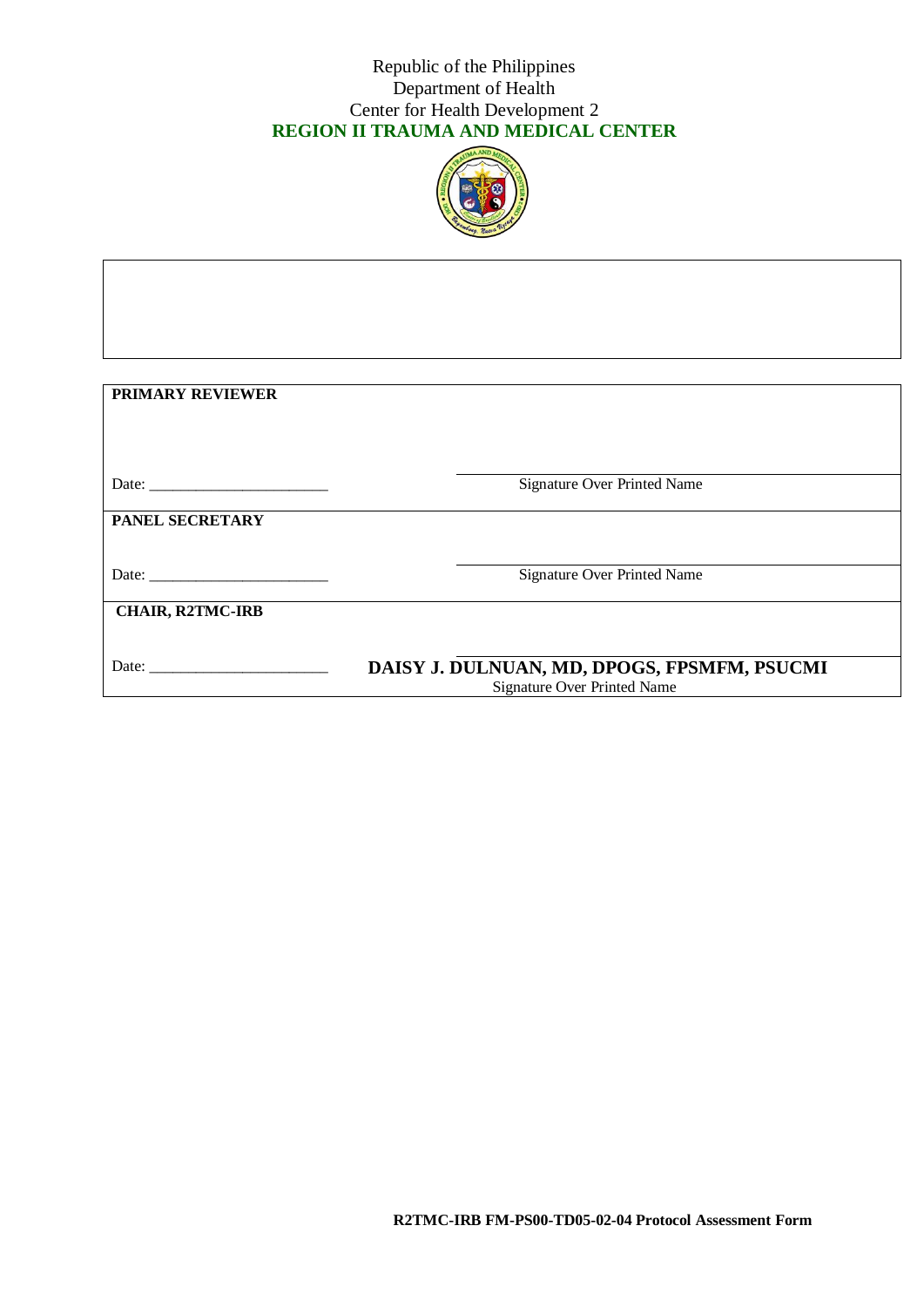Republic of the Philippines
Department of Health
Center for Health Development 2
**REGION II TRAUMA AND MEDICAL CENTER**

| | |
|---|---|
| **PRIMARY REVIEWER** | |
| Date: _______________________ | Signature Over Printed Name |
| **PANEL SECRETARY** | |
| Date: _______________________ | Signature Over Printed Name |
| **CHAIR, R2TMC-IRB** | |
| Date: _______________________ | **DAISY J. DULNUAN, MD, DPOGS, FPSMFM, PSUCMI**<br>Signature Over Printed Name |

**R2TMC-IRB FM-PS00-TD05-02-04 Protocol Assessment Form**